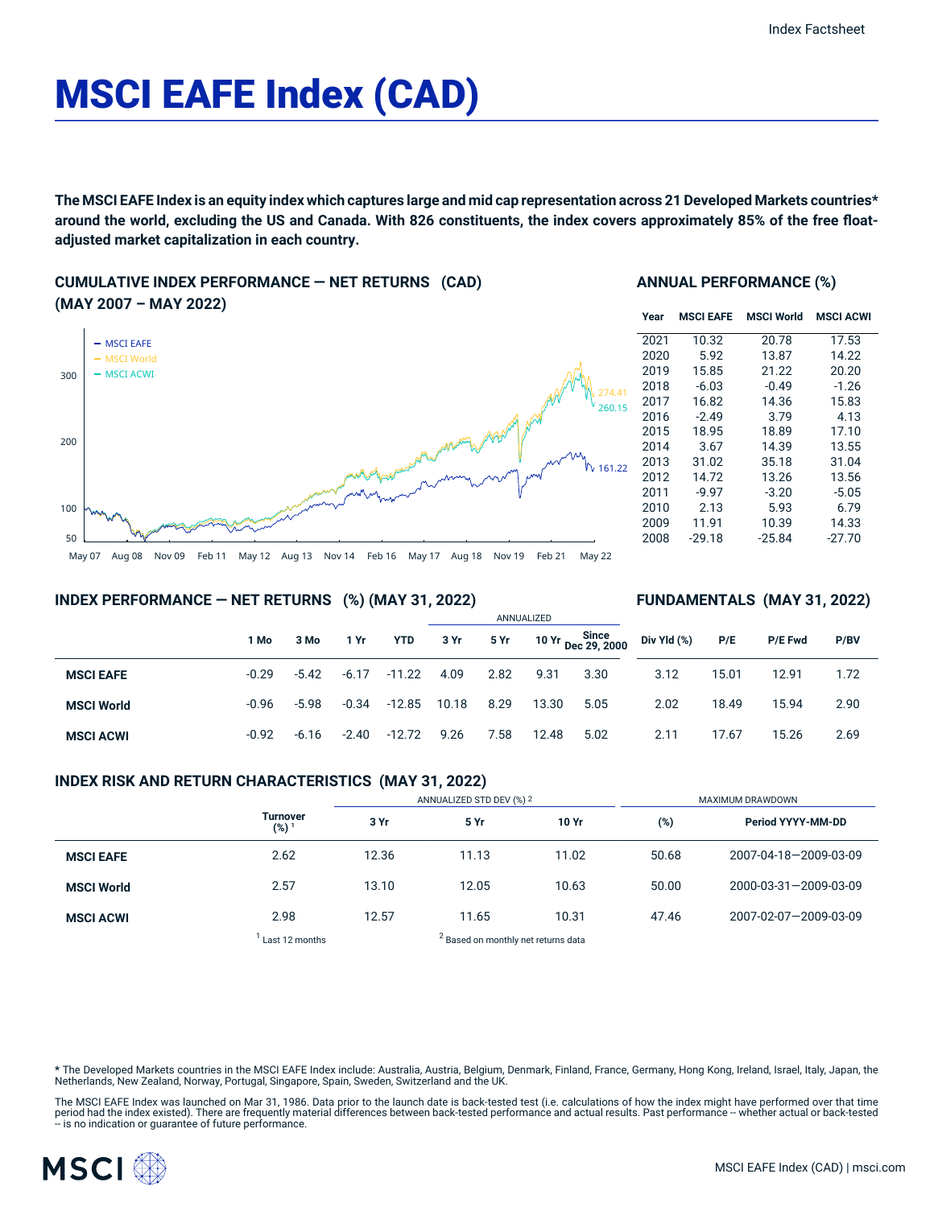# MSCI EAFE Index (CAD)

**The MSCI EAFE Index is an equity index which captures large and mid cap representation across 21 Developed Markets countries* around the world, excluding the US and Canada. With 826 constituents, the index covers approximately 85% of the free float-adjusted market capitalization in each country.**

## CUMULATIVE INDEX PERFORMANCE — NET RETURNS (CAD) (MAY 2007 – MAY 2022)

- MSCI EAFE: 161.22
- MSCI World: 274.41
- MSCI ACWI: 260.15

## ANNUAL PERFORMANCE (%)

| Year | MSCI EAFE | MSCI World | MSCI ACWI |
|---|---|---|---|
| 2021 | 10.32 | 20.78 | 17.53 |
| 2020 | 5.92 | 13.87 | 14.22 |
| 2019 | 15.85 | 21.22 | 20.20 |
| 2018 | -6.03 | -0.49 | -1.26 |
| 2017 | 16.82 | 14.36 | 15.83 |
| 2016 | -2.49 | 3.79 | 4.13 |
| 2015 | 18.95 | 18.89 | 17.10 |
| 2014 | 3.67 | 14.39 | 13.55 |
| 2013 | 31.02 | 35.18 | 31.04 |
| 2012 | 14.72 | 13.26 | 13.56 |
| 2011 | -9.97 | -3.20 | -5.05 |
| 2010 | 2.13 | 5.93 | 6.79 |
| 2009 | 11.91 | 10.39 | 14.33 |
| 2008 | -29.18 | -25.84 | -27.70 |

## INDEX PERFORMANCE — NET RETURNS (%) (MAY 31, 2022)

| | | | | | ANNUALIZED | | | |
|---|---|---|---|---|---|---|---|---|
| | 1 Mo | 3 Mo | 1 Yr | YTD | 3 Yr | 5 Yr | 10 Yr | Since Dec 29, 2000 |
| **MSCI EAFE** | -0.29 | -5.42 | -6.17 | -11.22 | 4.09 | 2.82 | 9.31 | 3.30 |
| **MSCI World** | -0.96 | -5.98 | -0.34 | -12.85 | 10.18 | 8.29 | 13.30 | 5.05 |
| **MSCI ACWI** | -0.92 | -6.16 | -2.40 | -12.72 | 9.26 | 7.58 | 12.48 | 5.02 |

## FUNDAMENTALS (MAY 31, 2022)

| | Div Yld (%) | P/E | P/E Fwd | P/BV |
|---|---|---|---|---|
| **MSCI EAFE** | 3.12 | 15.01 | 12.91 | 1.72 |
| **MSCI World** | 2.02 | 18.49 | 15.94 | 2.90 |
| **MSCI ACWI** | 2.11 | 17.67 | 15.26 | 2.69 |

## INDEX RISK AND RETURN CHARACTERISTICS (MAY 31, 2022)

| | | ANNUALIZED STD DEV (%) [2] | | | MAXIMUM DRAWDOWN | |
|---|---|---|---|---|---|---|
| | Turnover (%) [1] | 3 Yr | 5 Yr | 10 Yr | (%) | Period YYYY-MM-DD |
| **MSCI EAFE** | 2.62 | 12.36 | 11.13 | 11.02 | 50.68 | 2007-04-18—2009-03-09 |
| **MSCI World** | 2.57 | 13.10 | 12.05 | 10.63 | 50.00 | 2000-03-31—2009-03-09 |
| **MSCI ACWI** | 2.98 | 12.57 | 11.65 | 10.31 | 47.46 | 2007-02-07—2009-03-09 |

[1] Last 12 months [2] Based on monthly net returns data

* The Developed Markets countries in the MSCI EAFE Index include: Australia, Austria, Belgium, Denmark, Finland, France, Germany, Hong Kong, Ireland, Israel, Italy, Japan, the Netherlands, New Zealand, Norway, Portugal, Singapore, Spain, Sweden, Switzerland and the UK.

The MSCI EAFE Index was launched on Mar 31, 1986. Data prior to the launch date is back-tested test (i.e. calculations of how the index might have performed over that time period had the index existed). There are frequently material differences between back-tested performance and actual results. Past performance -- whether actual or back-tested -- is no indication or guarantee of future performance.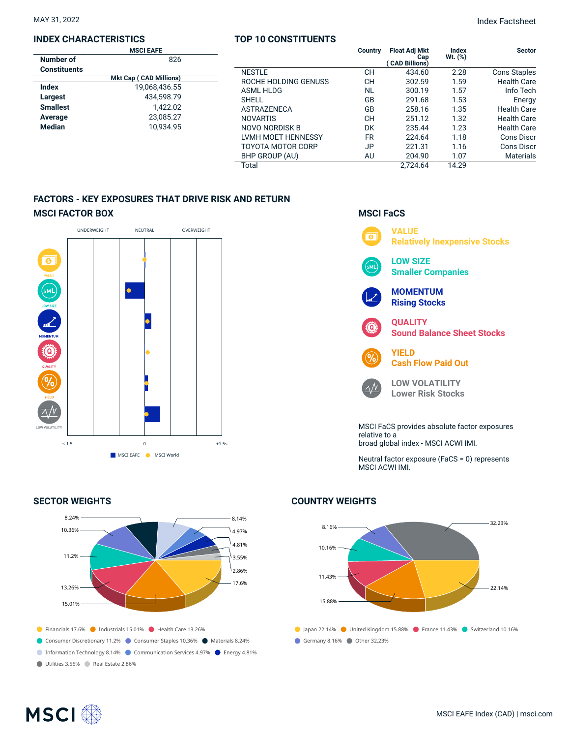MAY 31, 2022

## INDEX CHARACTERISTICS

| | MSCI EAFE |
|---|---|
| **Number of Constituents** | 826 |
| | **Mkt Cap ( CAD Millions)** |
| **Index** | 19,068,436.55 |
| **Largest** | 434,598.79 |
| **Smallest** | 1,422.02 |
| **Average** | 23,085.27 |
| **Median** | 10,934.95 |

## TOP 10 CONSTITUENTS

| | Country | Float Adj Mkt Cap ( CAD Billions) | Index Wt. (%) | Sector |
|---|---|---|---|---|
| NESTLE | CH | 434.60 | 2.28 | Cons Staples |
| ROCHE HOLDING GENUSS | CH | 302.59 | 1.59 | Health Care |
| ASML HLDG | NL | 300.19 | 1.57 | Info Tech |
| SHELL | GB | 291.68 | 1.53 | Energy |
| ASTRAZENECA | GB | 258.16 | 1.35 | Health Care |
| NOVARTIS | CH | 251.12 | 1.32 | Health Care |
| NOVO NORDISK B | DK | 235.44 | 1.23 | Health Care |
| LVMH MOET HENNESSY | FR | 224.64 | 1.18 | Cons Discr |
| TOYOTA MOTOR CORP | JP | 221.31 | 1.16 | Cons Discr |
| BHP GROUP (AU) | AU | 204.90 | 1.07 | Materials |
| Total | | 2,724.64 | 14.29 | |

## FACTORS - KEY EXPOSURES THAT DRIVE RISK AND RETURN

### MSCI FACTOR BOX

UNDERWEIGHT | NEUTRAL | OVERWEIGHT

VALUE, LOW SIZE, MOMENTUM, QUALITY, YIELD, LOW VOLATILITY

<-1.5 | 0 | +1.5<

MSCI EAFE | MSCI World

### MSCI FaCS

**VALUE** Relatively Inexpensive Stocks

**LOW SIZE** Smaller Companies

**MOMENTUM** Rising Stocks

**QUALITY** Sound Balance Sheet Stocks

**YIELD** Cash Flow Paid Out

**LOW VOLATILITY** Lower Risk Stocks

MSCI FaCS provides absolute factor exposures relative to a broad global index - MSCI ACWI IMI.

Neutral factor exposure (FaCS = 0) represents MSCI ACWI IMI.

## SECTOR WEIGHTS

Financials 17.6% | Industrials 15.01% | Health Care 13.26% | Consumer Discretionary 11.2% | Consumer Staples 10.36% | Materials 8.24% | Information Technology 8.14% | Communication Services 4.97% | Energy 4.81% | Utilities 3.55% | Real Estate 2.86%

## COUNTRY WEIGHTS

Japan 22.14% | United Kingdom 15.88% | France 11.43% | Switzerland 10.16% | Germany 8.16% | Other 32.23%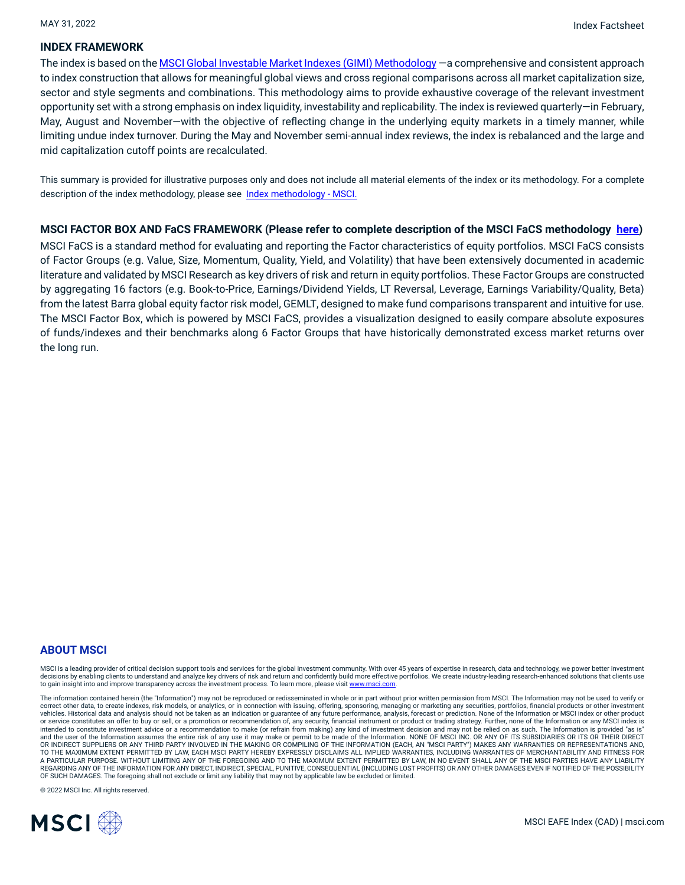## INDEX FRAMEWORK

The index is based on the [MSCI Global Investable Market Indexes (GIMI) Methodology](#) —a comprehensive and consistent approach to index construction that allows for meaningful global views and cross regional comparisons across all market capitalization size, sector and style segments and combinations. This methodology aims to provide exhaustive coverage of the relevant investment opportunity set with a strong emphasis on index liquidity, investability and replicability. The index is reviewed quarterly—in February, May, August and November—with the objective of reflecting change in the underlying equity markets in a timely manner, while limiting undue index turnover. During the May and November semi-annual index reviews, the index is rebalanced and the large and mid capitalization cutoff points are recalculated.

This summary is provided for illustrative purposes only and does not include all material elements of the index or its methodology. For a complete description of the index methodology, please see [Index methodology - MSCI.](#)

## MSCI FACTOR BOX AND FaCS FRAMEWORK (Please refer to complete description of the MSCI FaCS methodology [here](#))

MSCI FaCS is a standard method for evaluating and reporting the Factor characteristics of equity portfolios. MSCI FaCS consists of Factor Groups (e.g. Value, Size, Momentum, Quality, Yield, and Volatility) that have been extensively documented in academic literature and validated by MSCI Research as key drivers of risk and return in equity portfolios. These Factor Groups are constructed by aggregating 16 factors (e.g. Book-to-Price, Earnings/Dividend Yields, LT Reversal, Leverage, Earnings Variability/Quality, Beta) from the latest Barra global equity factor risk model, GEMLT, designed to make fund comparisons transparent and intuitive for use. The MSCI Factor Box, which is powered by MSCI FaCS, provides a visualization designed to easily compare absolute exposures of funds/indexes and their benchmarks along 6 Factor Groups that have historically demonstrated excess market returns over the long run.

## ABOUT MSCI

MSCI is a leading provider of critical decision support tools and services for the global investment community. With over 45 years of expertise in research, data and technology, we power better investment decisions by enabling clients to understand and analyze key drivers of risk and return and confidently build more effective portfolios. We create industry-leading research-enhanced solutions that clients use to gain insight into and improve transparency across the investment process. To learn more, please visit [www.msci.com](#).

The information contained herein (the "Information") may not be reproduced or redisseminated in whole or in part without prior written permission from MSCI. The Information may not be used to verify or correct other data, to create indexes, risk models, or analytics, or in connection with issuing, offering, sponsoring, managing or marketing any securities, portfolios, financial products or other investment vehicles. Historical data and analysis should not be taken as an indication or guarantee of any future performance, analysis, forecast or prediction. None of the Information or MSCI index or other product or service constitutes an offer to buy or sell, or a promotion or recommendation of, any security, financial instrument or product or trading strategy. Further, none of the Information or any MSCI index is intended to constitute investment advice or a recommendation to make (or refrain from making) any kind of investment decision and may not be relied on as such. The Information is provided "as is" and the user of the Information assumes the entire risk of any use it may make or permit to be made of the Information. NONE OF MSCI INC. OR ANY OF ITS SUBSIDIARIES OR ITS OR THEIR DIRECT OR INDIRECT SUPPLIERS OR ANY THIRD PARTY INVOLVED IN THE MAKING OR COMPILING OF THE INFORMATION (EACH, AN "MSCI PARTY") MAKES ANY WARRANTIES OR REPRESENTATIONS AND, TO THE MAXIMUM EXTENT PERMITTED BY LAW, EACH MSCI PARTY HEREBY EXPRESSLY DISCLAIMS ALL IMPLIED WARRANTIES, INCLUDING WARRANTIES OF MERCHANTABILITY AND FITNESS FOR A PARTICULAR PURPOSE. WITHOUT LIMITING ANY OF THE FOREGOING AND TO THE MAXIMUM EXTENT PERMITTED BY LAW, IN NO EVENT SHALL ANY OF THE MSCI PARTIES HAVE ANY LIABILITY REGARDING ANY OF THE INFORMATION FOR ANY DIRECT, INDIRECT, SPECIAL, PUNITIVE, CONSEQUENTIAL (INCLUDING LOST PROFITS) OR ANY OTHER DAMAGES EVEN IF NOTIFIED OF THE POSSIBILITY OF SUCH DAMAGES. The foregoing shall not exclude or limit any liability that may not by applicable law be excluded or limited.

© 2022 MSCI Inc. All rights reserved.